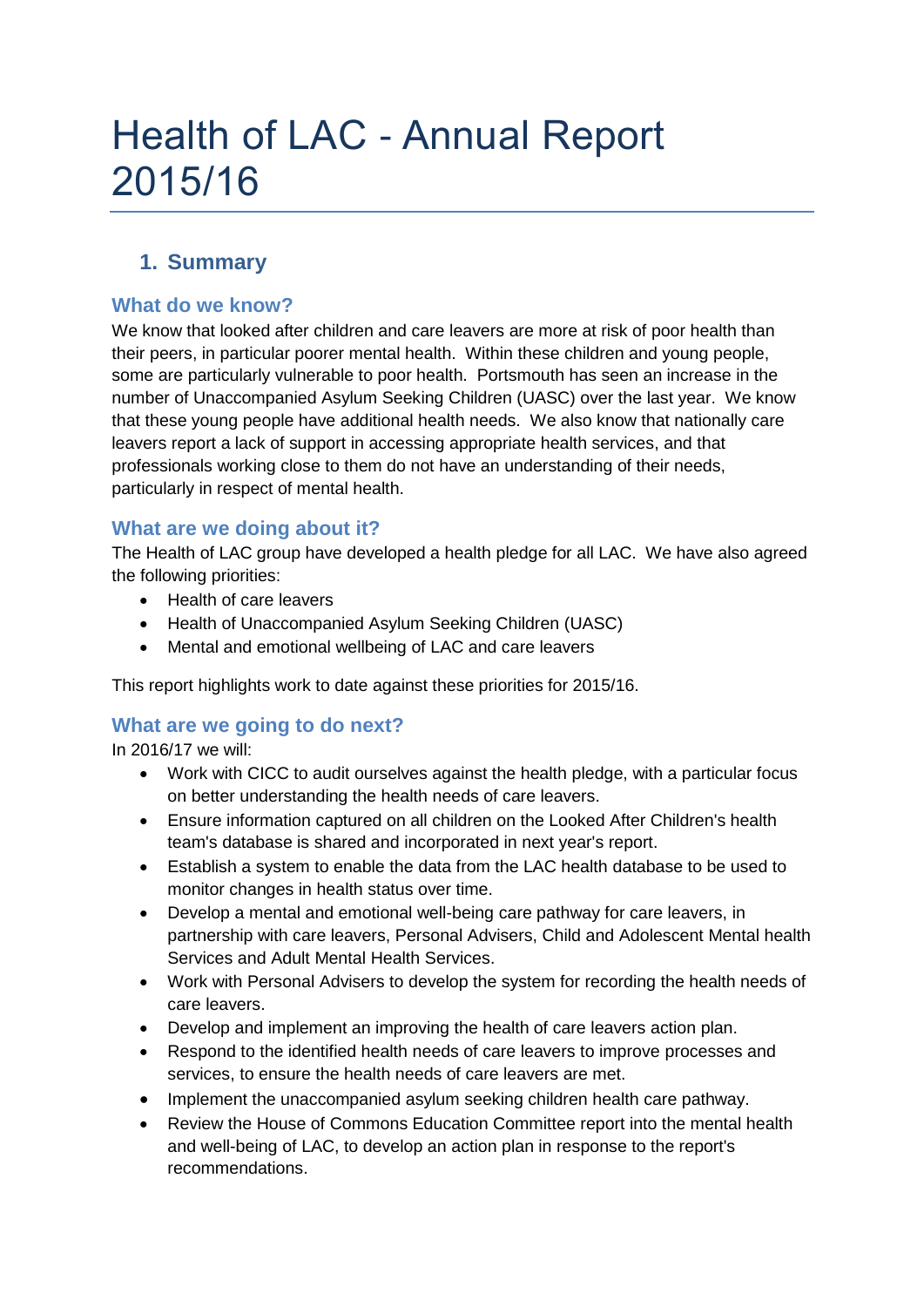# Health of LAC - Annual Report 2015/16

## 1. Summary

### What do we know?

We know that looked after children and care leavers are more at risk of poor health than their peers, in particular poorer mental health. Within these children and young people, some are particularly vulnerable to poor health. Portsmouth has seen an increase in the number of Unaccompanied Asylum Seeking Children (UASC) over the last year. We know that these young people have additional health needs. We also know that nationally care leavers report a lack of support in accessing appropriate health services, and that professionals working close to them do not have an understanding of their needs, particularly in respect of mental health.

### What are we doing about it?

The Health of LAC group have developed a health pledge for all LAC. We have also agreed the following priorities:

- Health of care leavers
- Health of Unaccompanied Asylum Seeking Children (UASC)
- Mental and emotional wellbeing of LAC and care leavers

This report highlights work to date against these priorities for 2015/16.

### What are we going to do next?

In 2016/17 we will:

- Work with CICC to audit ourselves against the health pledge, with a particular focus on better understanding the health needs of care leavers.
- Ensure information captured on all children on the Looked After Children's health team's database is shared and incorporated in next year's report.
- Establish a system to enable the data from the LAC health database to be used to monitor changes in health status over time.
- Develop a mental and emotional well-being care pathway for care leavers, in partnership with care leavers, Personal Advisers, Child and Adolescent Mental health Services and Adult Mental Health Services.
- Work with Personal Advisers to develop the system for recording the health needs of care leavers.
- Develop and implement an improving the health of care leavers action plan.
- Respond to the identified health needs of care leavers to improve processes and services, to ensure the health needs of care leavers are met.
- Implement the unaccompanied asylum seeking children health care pathway.
- Review the House of Commons Education Committee report into the mental health and well-being of LAC, to develop an action plan in response to the report's recommendations.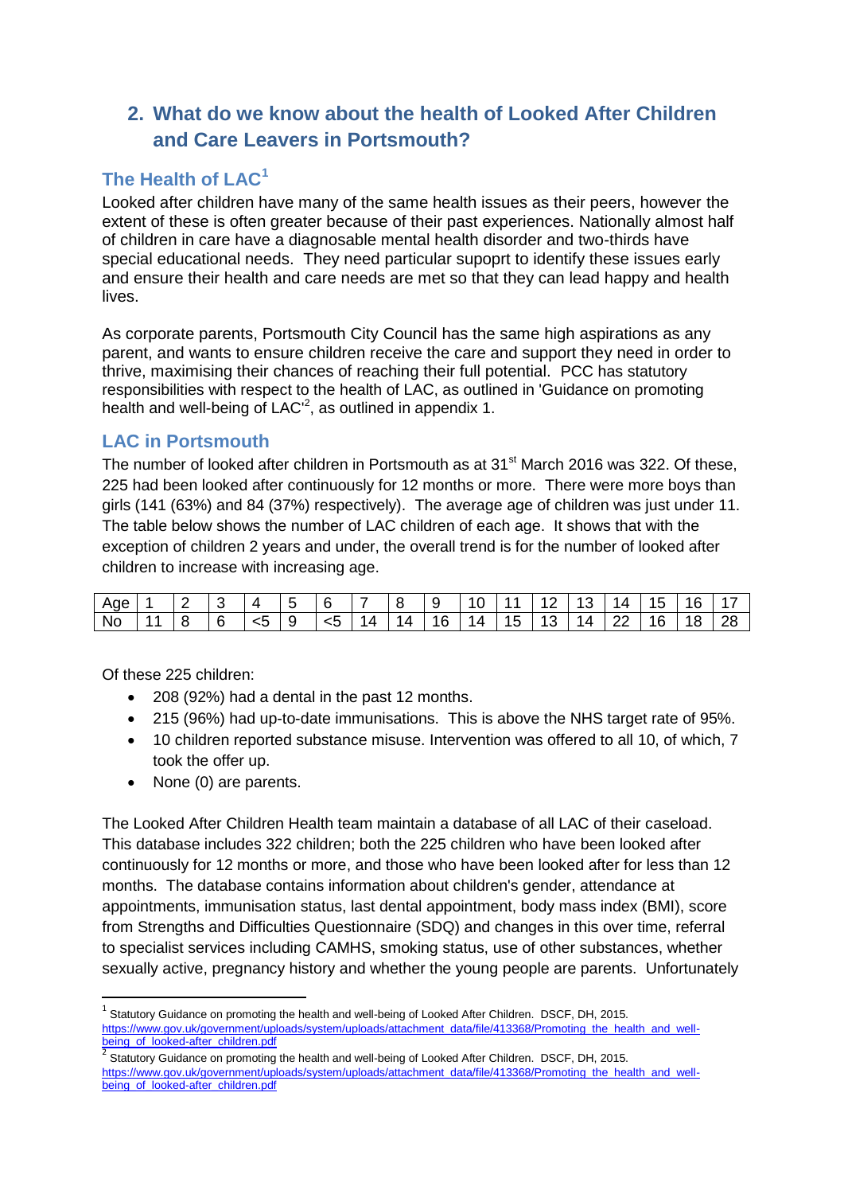## 2. What do we know about the health of Looked After Children and Care Leavers in Portsmouth?

### The Health of LAC[1]

Looked after children have many of the same health issues as their peers, however the extent of these is often greater because of their past experiences. Nationally almost half of children in care have a diagnosable mental health disorder and two-thirds have special educational needs. They need particular supoprt to identify these issues early and ensure their health and care needs are met so that they can lead happy and health lives.

As corporate parents, Portsmouth City Council has the same high aspirations as any parent, and wants to ensure children receive the care and support they need in order to thrive, maximising their chances of reaching their full potential. PCC has statutory responsibilities with respect to the health of LAC, as outlined in 'Guidance on promoting health and well-being of LAC'[2], as outlined in appendix 1.

### LAC in Portsmouth

The number of looked after children in Portsmouth as at 31st March 2016 was 322. Of these, 225 had been looked after continuously for 12 months or more. There were more boys than girls (141 (63%) and 84 (37%) respectively). The average age of children was just under 11. The table below shows the number of LAC children of each age. It shows that with the exception of children 2 years and under, the overall trend is for the number of looked after children to increase with increasing age.

| Age | 1 | 2 | 3 | 4 | 5 | 6 | 7 | 8 | 9 | 10 | 11 | 12 | 13 | 14 | 15 | 16 | 17 |
|---|---|---|---|---|---|---|---|---|---|---|---|---|---|---|---|---|---|
| No | 11 | 8 | 6 | <5 | 9 | <5 | 14 | 14 | 16 | 14 | 15 | 13 | 14 | 22 | 16 | 18 | 28 |

Of these 225 children:

- 208 (92%) had a dental in the past 12 months.
- 215 (96%) had up-to-date immunisations. This is above the NHS target rate of 95%.
- 10 children reported substance misuse. Intervention was offered to all 10, of which, 7 took the offer up.
- None (0) are parents.

The Looked After Children Health team maintain a database of all LAC of their caseload. This database includes 322 children; both the 225 children who have been looked after continuously for 12 months or more, and those who have been looked after for less than 12 months. The database contains information about children's gender, attendance at appointments, immunisation status, last dental appointment, body mass index (BMI), score from Strengths and Difficulties Questionnaire (SDQ) and changes in this over time, referral to specialist services including CAMHS, smoking status, use of other substances, whether sexually active, pregnancy history and whether the young people are parents. Unfortunately

---

[1] Statutory Guidance on promoting the health and well-being of Looked After Children. DSCF, DH, 2015. https://www.gov.uk/government/uploads/system/uploads/attachment_data/file/413368/Promoting_the_health_and_well-being_of_looked-after_children.pdf

[2] Statutory Guidance on promoting the health and well-being of Looked After Children. DSCF, DH, 2015. https://www.gov.uk/government/uploads/system/uploads/attachment_data/file/413368/Promoting_the_health_and_well-being_of_looked-after_children.pdf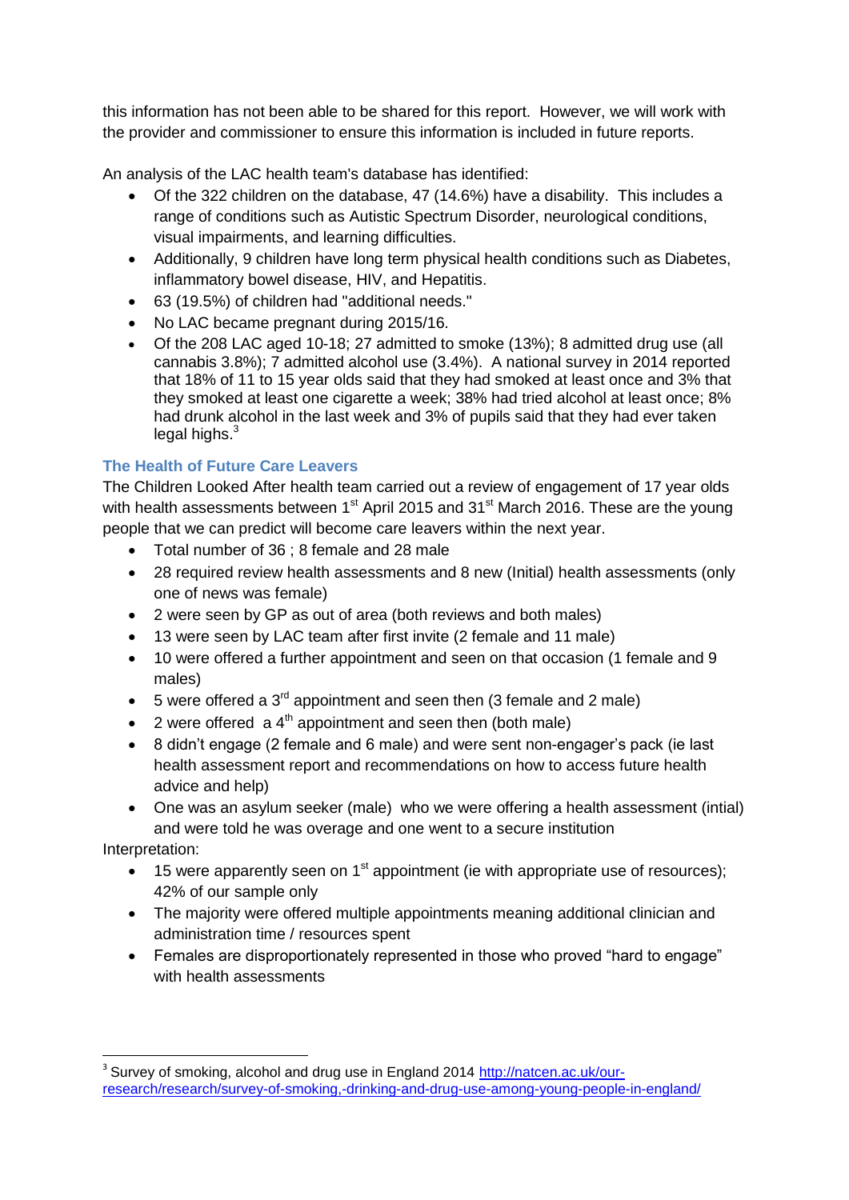this information has not been able to be shared for this report. However, we will work with the provider and commissioner to ensure this information is included in future reports.

An analysis of the LAC health team's database has identified:

- Of the 322 children on the database, 47 (14.6%) have a disability. This includes a range of conditions such as Autistic Spectrum Disorder, neurological conditions, visual impairments, and learning difficulties.
- Additionally, 9 children have long term physical health conditions such as Diabetes, inflammatory bowel disease, HIV, and Hepatitis.
- 63 (19.5%) of children had "additional needs."
- No LAC became pregnant during 2015/16.
- Of the 208 LAC aged 10-18; 27 admitted to smoke (13%); 8 admitted drug use (all cannabis 3.8%); 7 admitted alcohol use (3.4%). A national survey in 2014 reported that 18% of 11 to 15 year olds said that they had smoked at least once and 3% that they smoked at least one cigarette a week; 38% had tried alcohol at least once; 8% had drunk alcohol in the last week and 3% of pupils said that they had ever taken legal highs.[3]

### The Health of Future Care Leavers

The Children Looked After health team carried out a review of engagement of 17 year olds with health assessments between 1st April 2015 and 31st March 2016. These are the young people that we can predict will become care leavers within the next year.

- Total number of 36 ; 8 female and 28 male
- 28 required review health assessments and 8 new (Initial) health assessments (only one of news was female)
- 2 were seen by GP as out of area (both reviews and both males)
- 13 were seen by LAC team after first invite (2 female and 11 male)
- 10 were offered a further appointment and seen on that occasion (1 female and 9 males)
- 5 were offered a 3rd appointment and seen then (3 female and 2 male)
- 2 were offered a 4th appointment and seen then (both male)
- 8 didn't engage (2 female and 6 male) and were sent non-engager's pack (ie last health assessment report and recommendations on how to access future health advice and help)
- One was an asylum seeker (male) who we were offering a health assessment (intial) and were told he was overage and one went to a secure institution

Interpretation:

- 15 were apparently seen on 1st appointment (ie with appropriate use of resources); 42% of our sample only
- The majority were offered multiple appointments meaning additional clinician and administration time / resources spent
- Females are disproportionately represented in those who proved "hard to engage" with health assessments

---

[3] Survey of smoking, alcohol and drug use in England 2014 http://natcen.ac.uk/our-research/research/survey-of-smoking,-drinking-and-drug-use-among-young-people-in-england/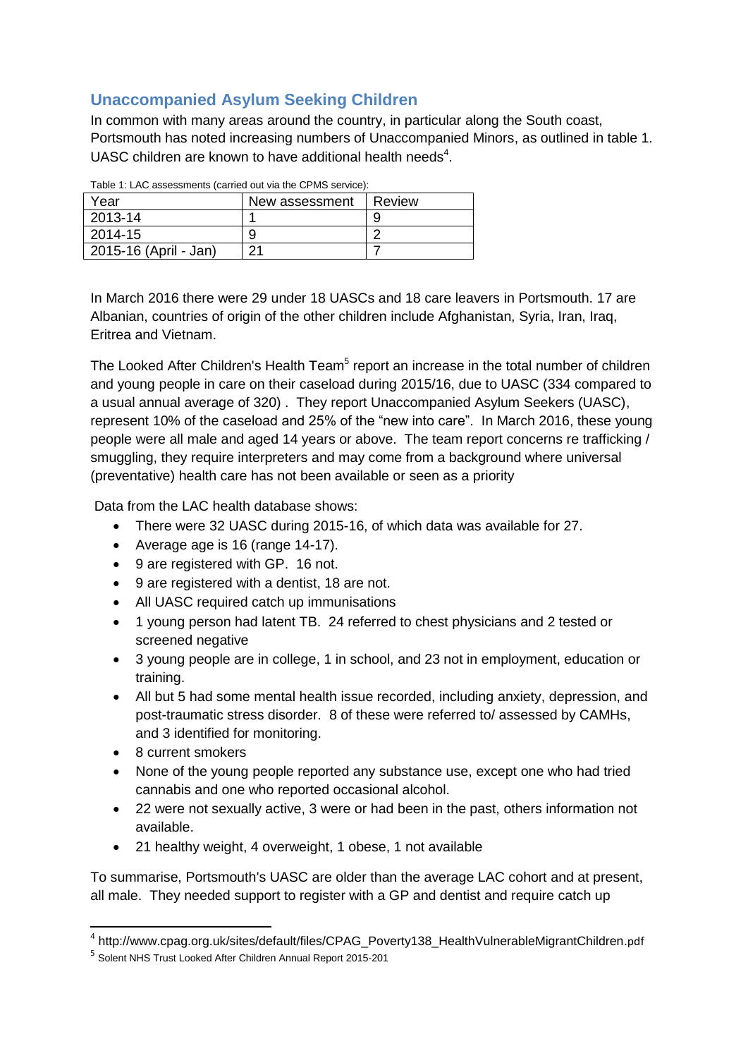## Unaccompanied Asylum Seeking Children

In common with many areas around the country, in particular along the South coast, Portsmouth has noted increasing numbers of Unaccompanied Minors, as outlined in table 1. UASC children are known to have additional health needs[4].

Table 1: LAC assessments (carried out via the CPMS service):

| Year | New assessment | Review |
|---|---|---|
| 2013-14 | 1 | 9 |
| 2014-15 | 9 | 2 |
| 2015-16 (April - Jan) | 21 | 7 |

In March 2016 there were 29 under 18 UASCs and 18 care leavers in Portsmouth. 17 are Albanian, countries of origin of the other children include Afghanistan, Syria, Iran, Iraq, Eritrea and Vietnam.

The Looked After Children's Health Team[5] report an increase in the total number of children and young people in care on their caseload during 2015/16, due to UASC (334 compared to a usual annual average of 320) . They report Unaccompanied Asylum Seekers (UASC), represent 10% of the caseload and 25% of the "new into care". In March 2016, these young people were all male and aged 14 years or above. The team report concerns re trafficking / smuggling, they require interpreters and may come from a background where universal (preventative) health care has not been available or seen as a priority

Data from the LAC health database shows:

- There were 32 UASC during 2015-16, of which data was available for 27.
- Average age is 16 (range 14-17).
- 9 are registered with GP. 16 not.
- 9 are registered with a dentist, 18 are not.
- All UASC required catch up immunisations
- 1 young person had latent TB. 24 referred to chest physicians and 2 tested or screened negative
- 3 young people are in college, 1 in school, and 23 not in employment, education or training.
- All but 5 had some mental health issue recorded, including anxiety, depression, and post-traumatic stress disorder. 8 of these were referred to/ assessed by CAMHs, and 3 identified for monitoring.
- 8 current smokers
- None of the young people reported any substance use, except one who had tried cannabis and one who reported occasional alcohol.
- 22 were not sexually active, 3 were or had been in the past, others information not available.
- 21 healthy weight, 4 overweight, 1 obese, 1 not available

To summarise, Portsmouth's UASC are older than the average LAC cohort and at present, all male. They needed support to register with a GP and dentist and require catch up

---

[4] http://www.cpag.org.uk/sites/default/files/CPAG_Poverty138_HealthVulnerableMigrantChildren.pdf

[5] Solent NHS Trust Looked After Children Annual Report 2015-201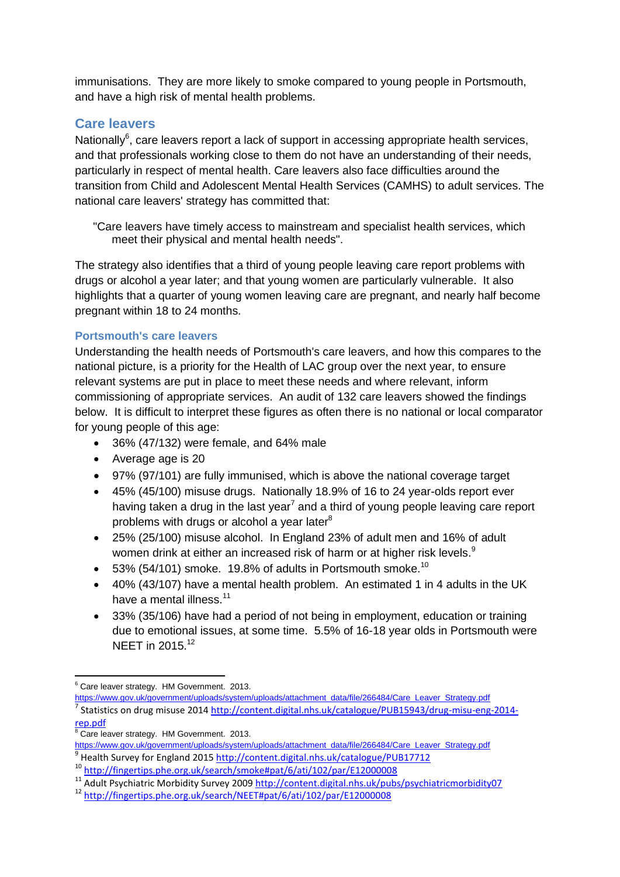immunisations. They are more likely to smoke compared to young people in Portsmouth, and have a high risk of mental health problems.

## Care leavers

Nationally[6], care leavers report a lack of support in accessing appropriate health services, and that professionals working close to them do not have an understanding of their needs, particularly in respect of mental health. Care leavers also face difficulties around the transition from Child and Adolescent Mental Health Services (CAMHS) to adult services. The national care leavers' strategy has committed that:

> "Care leavers have timely access to mainstream and specialist health services, which meet their physical and mental health needs".

The strategy also identifies that a third of young people leaving care report problems with drugs or alcohol a year later; and that young women are particularly vulnerable. It also highlights that a quarter of young women leaving care are pregnant, and nearly half become pregnant within 18 to 24 months.

### Portsmouth's care leavers

Understanding the health needs of Portsmouth's care leavers, and how this compares to the national picture, is a priority for the Health of LAC group over the next year, to ensure relevant systems are put in place to meet these needs and where relevant, inform commissioning of appropriate services. An audit of 132 care leavers showed the findings below. It is difficult to interpret these figures as often there is no national or local comparator for young people of this age:

- 36% (47/132) were female, and 64% male
- Average age is 20
- 97% (97/101) are fully immunised, which is above the national coverage target
- 45% (45/100) misuse drugs. Nationally 18.9% of 16 to 24 year-olds report ever having taken a drug in the last year[7] and a third of young people leaving care report problems with drugs or alcohol a year later[8]
- 25% (25/100) misuse alcohol. In England 23% of adult men and 16% of adult women drink at either an increased risk of harm or at higher risk levels.[9]
- 53% (54/101) smoke. 19.8% of adults in Portsmouth smoke.[10]
- 40% (43/107) have a mental health problem. An estimated 1 in 4 adults in the UK have a mental illness.[11]
- 33% (35/106) have had a period of not being in employment, education or training due to emotional issues, at some time. 5.5% of 16-18 year olds in Portsmouth were NEET in 2015.[12]

---

[6] Care leaver strategy. HM Government. 2013. https://www.gov.uk/government/uploads/system/uploads/attachment_data/file/266484/Care_Leaver_Strategy.pdf

[7] Statistics on drug misuse 2014 http://content.digital.nhs.uk/catalogue/PUB15943/drug-misu-eng-2014-rep.pdf

[8] Care leaver strategy. HM Government. 2013. https://www.gov.uk/government/uploads/system/uploads/attachment_data/file/266484/Care_Leaver_Strategy.pdf

[9] Health Survey for England 2015 http://content.digital.nhs.uk/catalogue/PUB17712

[10] http://fingertips.phe.org.uk/search/smoke#pat/6/ati/102/par/E12000008

[11] Adult Psychiatric Morbidity Survey 2009 http://content.digital.nhs.uk/pubs/psychiatricmorbidity07

[12] http://fingertips.phe.org.uk/search/NEET#pat/6/ati/102/par/E12000008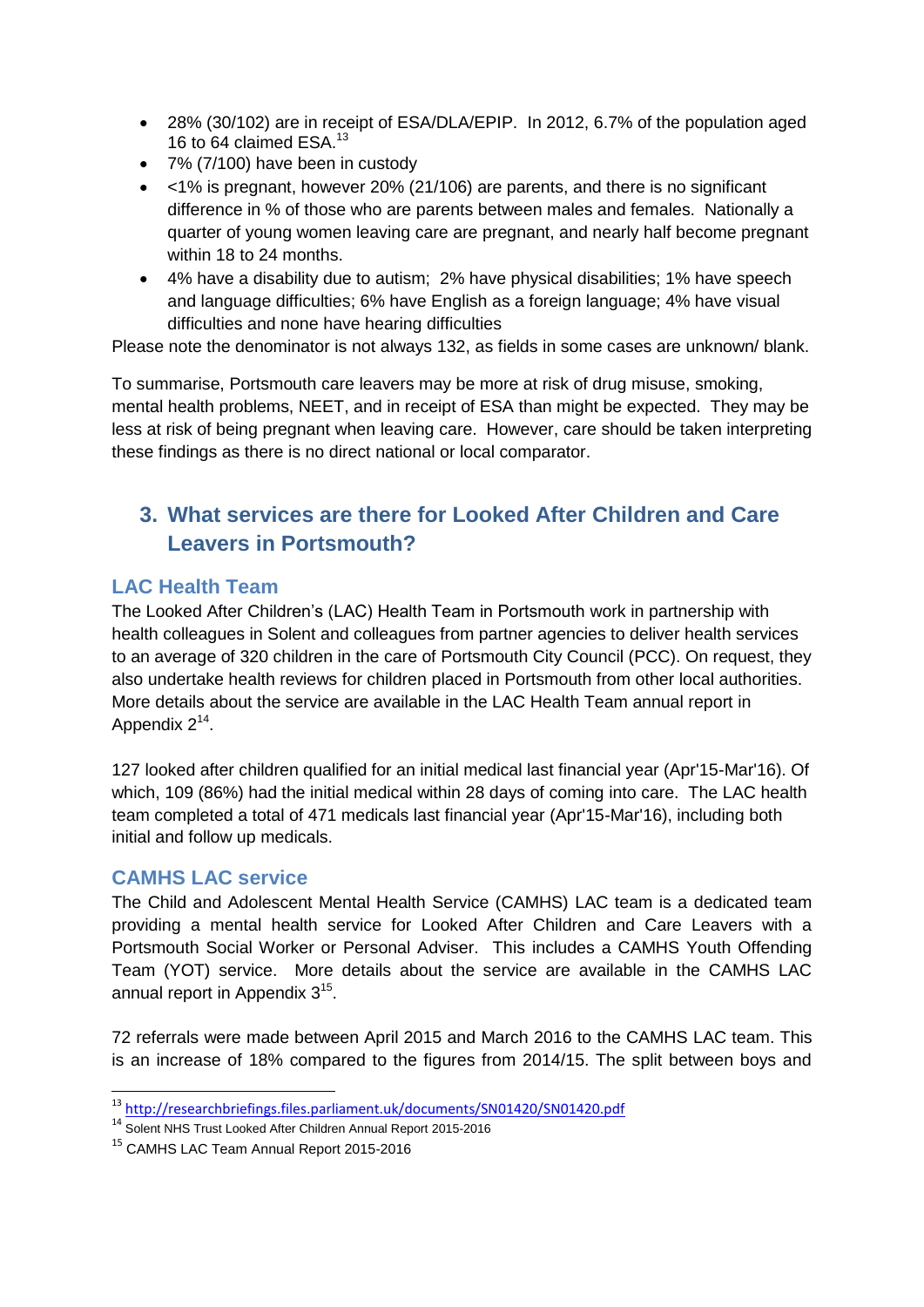- 28% (30/102) are in receipt of ESA/DLA/EPIP. In 2012, 6.7% of the population aged 16 to 64 claimed ESA.[13]
- 7% (7/100) have been in custody
- <1% is pregnant, however 20% (21/106) are parents, and there is no significant difference in % of those who are parents between males and females. Nationally a quarter of young women leaving care are pregnant, and nearly half become pregnant within 18 to 24 months.
- 4% have a disability due to autism; 2% have physical disabilities; 1% have speech and language difficulties; 6% have English as a foreign language; 4% have visual difficulties and none have hearing difficulties

Please note the denominator is not always 132, as fields in some cases are unknown/ blank.

To summarise, Portsmouth care leavers may be more at risk of drug misuse, smoking, mental health problems, NEET, and in receipt of ESA than might be expected. They may be less at risk of being pregnant when leaving care. However, care should be taken interpreting these findings as there is no direct national or local comparator.

## 3. What services are there for Looked After Children and Care Leavers in Portsmouth?

### LAC Health Team

The Looked After Children's (LAC) Health Team in Portsmouth work in partnership with health colleagues in Solent and colleagues from partner agencies to deliver health services to an average of 320 children in the care of Portsmouth City Council (PCC). On request, they also undertake health reviews for children placed in Portsmouth from other local authorities. More details about the service are available in the LAC Health Team annual report in Appendix 2[14].

127 looked after children qualified for an initial medical last financial year (Apr'15-Mar'16). Of which, 109 (86%) had the initial medical within 28 days of coming into care. The LAC health team completed a total of 471 medicals last financial year (Apr'15-Mar'16), including both initial and follow up medicals.

### CAMHS LAC service

The Child and Adolescent Mental Health Service (CAMHS) LAC team is a dedicated team providing a mental health service for Looked After Children and Care Leavers with a Portsmouth Social Worker or Personal Adviser. This includes a CAMHS Youth Offending Team (YOT) service. More details about the service are available in the CAMHS LAC annual report in Appendix 3[15].

72 referrals were made between April 2015 and March 2016 to the CAMHS LAC team. This is an increase of 18% compared to the figures from 2014/15. The split between boys and

---

[13] http://researchbriefings.files.parliament.uk/documents/SN01420/SN01420.pdf

[14] Solent NHS Trust Looked After Children Annual Report 2015-2016

[15] CAMHS LAC Team Annual Report 2015-2016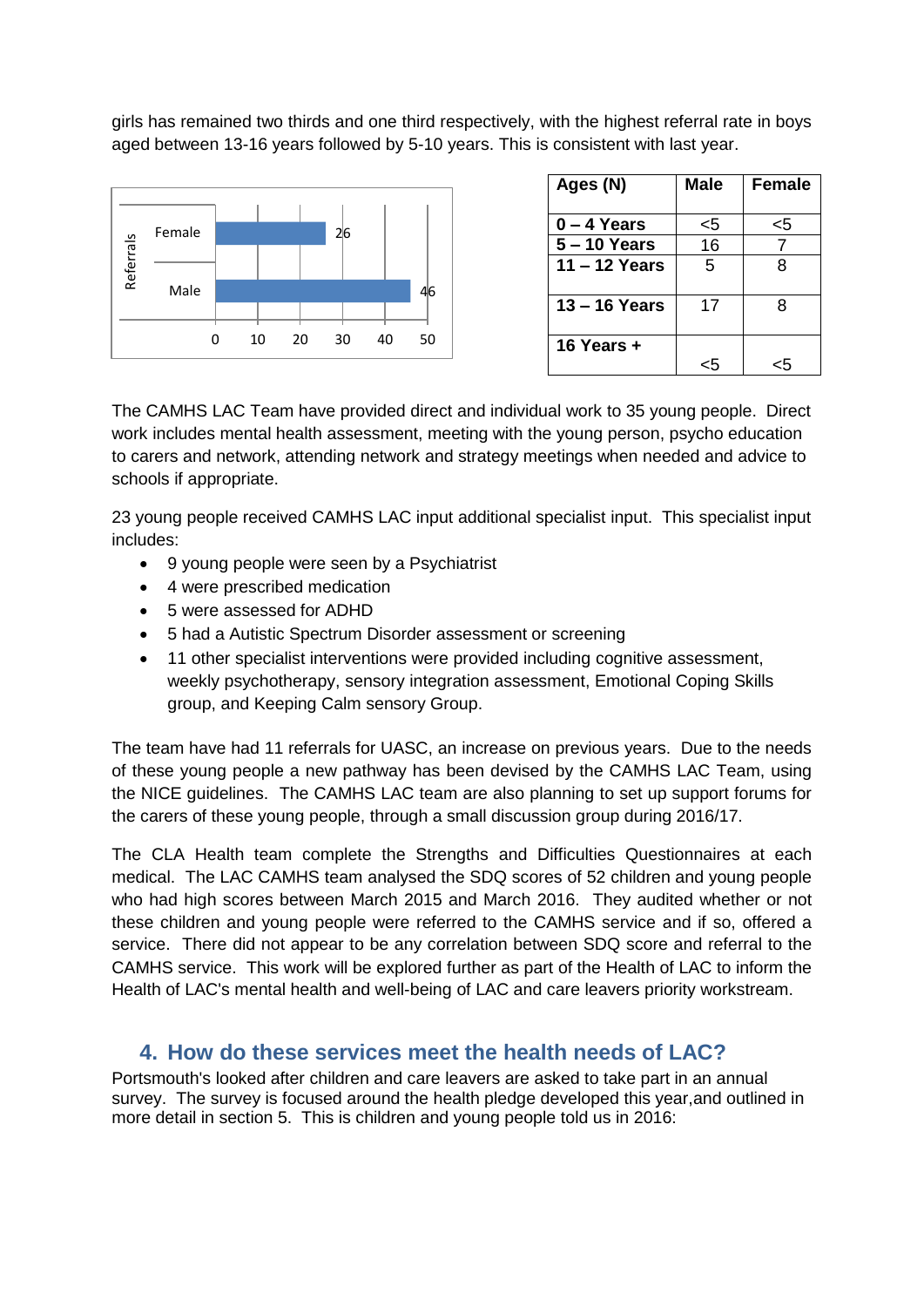girls has remained two thirds and one third respectively, with the highest referral rate in boys aged between 13-16 years followed by 5-10 years. This is consistent with last year.

| Ages (N) | Male | Female |
|---|---|---|
| 0 – 4 Years | <5 | <5 |
| 5 – 10 Years | 16 | 7 |
| 11 – 12 Years | 5 | 8 |
| 13 – 16 Years | 17 | 8 |
| 16 Years + | <5 | <5 |

The CAMHS LAC Team have provided direct and individual work to 35 young people. Direct work includes mental health assessment, meeting with the young person, psycho education to carers and network, attending network and strategy meetings when needed and advice to schools if appropriate.

23 young people received CAMHS LAC input additional specialist input. This specialist input includes:

- 9 young people were seen by a Psychiatrist
- 4 were prescribed medication
- 5 were assessed for ADHD
- 5 had a Autistic Spectrum Disorder assessment or screening
- 11 other specialist interventions were provided including cognitive assessment, weekly psychotherapy, sensory integration assessment, Emotional Coping Skills group, and Keeping Calm sensory Group.

The team have had 11 referrals for UASC, an increase on previous years. Due to the needs of these young people a new pathway has been devised by the CAMHS LAC Team, using the NICE guidelines. The CAMHS LAC team are also planning to set up support forums for the carers of these young people, through a small discussion group during 2016/17.

The CLA Health team complete the Strengths and Difficulties Questionnaires at each medical. The LAC CAMHS team analysed the SDQ scores of 52 children and young people who had high scores between March 2015 and March 2016. They audited whether or not these children and young people were referred to the CAMHS service and if so, offered a service. There did not appear to be any correlation between SDQ score and referral to the CAMHS service. This work will be explored further as part of the Health of LAC to inform the Health of LAC's mental health and well-being of LAC and care leavers priority workstream.

## 4. How do these services meet the health needs of LAC?

Portsmouth's looked after children and care leavers are asked to take part in an annual survey. The survey is focused around the health pledge developed this year,and outlined in more detail in section 5. This is children and young people told us in 2016: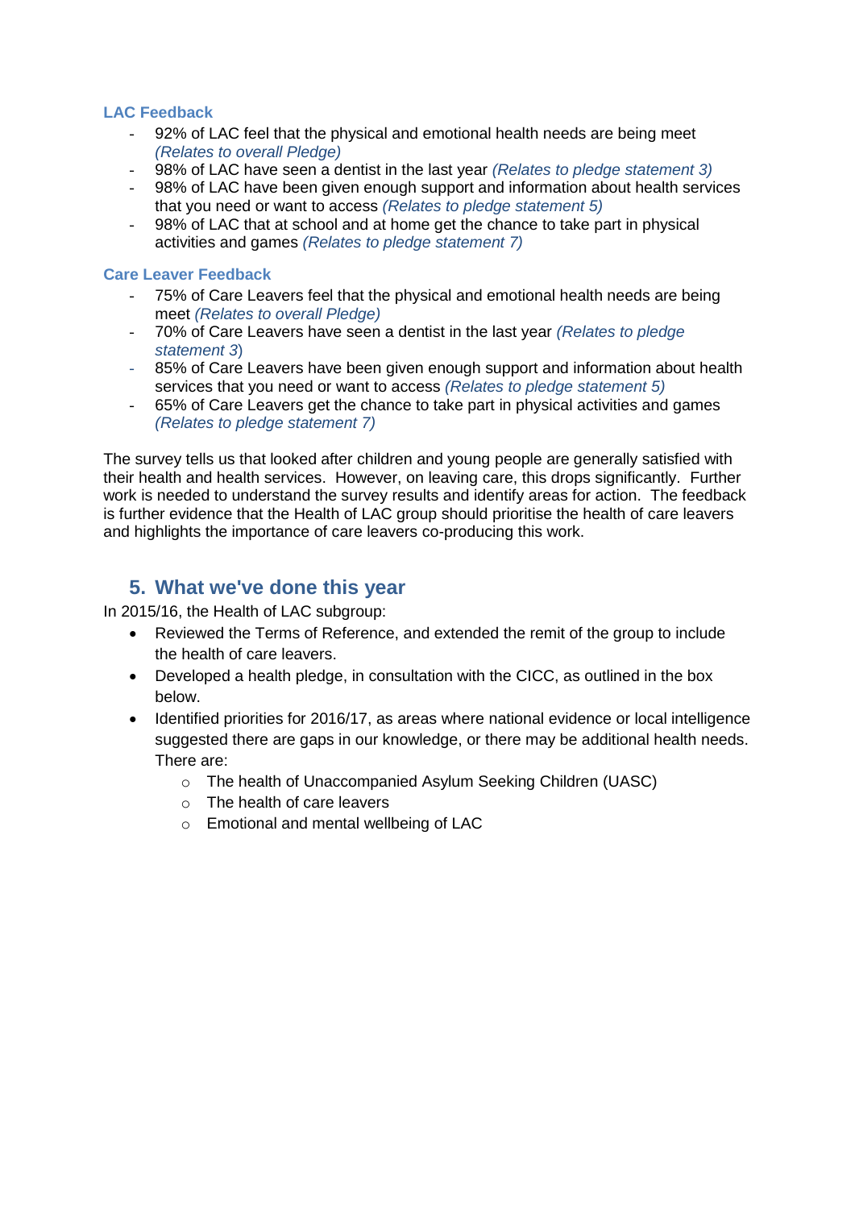### LAC Feedback

- 92% of LAC feel that the physical and emotional health needs are being meet *(Relates to overall Pledge)*
- 98% of LAC have seen a dentist in the last year *(Relates to pledge statement 3)*
- 98% of LAC have been given enough support and information about health services that you need or want to access *(Relates to pledge statement 5)*
- 98% of LAC that at school and at home get the chance to take part in physical activities and games *(Relates to pledge statement 7)*

### Care Leaver Feedback

- 75% of Care Leavers feel that the physical and emotional health needs are being meet *(Relates to overall Pledge)*
- 70% of Care Leavers have seen a dentist in the last year *(Relates to pledge statement 3)*
- 85% of Care Leavers have been given enough support and information about health services that you need or want to access *(Relates to pledge statement 5)*
- 65% of Care Leavers get the chance to take part in physical activities and games *(Relates to pledge statement 7)*

The survey tells us that looked after children and young people are generally satisfied with their health and health services. However, on leaving care, this drops significantly. Further work is needed to understand the survey results and identify areas for action. The feedback is further evidence that the Health of LAC group should prioritise the health of care leavers and highlights the importance of care leavers co-producing this work.

## 5. What we've done this year

In 2015/16, the Health of LAC subgroup:

- Reviewed the Terms of Reference, and extended the remit of the group to include the health of care leavers.
- Developed a health pledge, in consultation with the CICC, as outlined in the box below.
- Identified priorities for 2016/17, as areas where national evidence or local intelligence suggested there are gaps in our knowledge, or there may be additional health needs. There are:
    - The health of Unaccompanied Asylum Seeking Children (UASC)
    - The health of care leavers
    - Emotional and mental wellbeing of LAC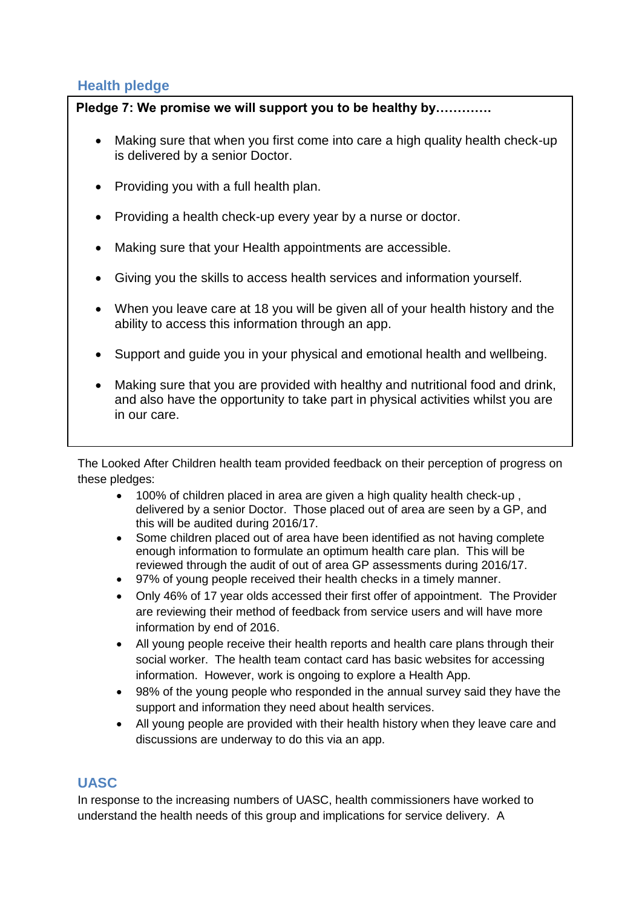## Health pledge

**Pledge 7: We promise we will support you to be healthy by………….**

- Making sure that when you first come into care a high quality health check-up is delivered by a senior Doctor.
- Providing you with a full health plan.
- Providing a health check-up every year by a nurse or doctor.
- Making sure that your Health appointments are accessible.
- Giving you the skills to access health services and information yourself.
- When you leave care at 18 you will be given all of your health history and the ability to access this information through an app.
- Support and guide you in your physical and emotional health and wellbeing.
- Making sure that you are provided with healthy and nutritional food and drink, and also have the opportunity to take part in physical activities whilst you are in our care.

The Looked After Children health team provided feedback on their perception of progress on these pledges:

- 100% of children placed in area are given a high quality health check-up , delivered by a senior Doctor. Those placed out of area are seen by a GP, and this will be audited during 2016/17.
- Some children placed out of area have been identified as not having complete enough information to formulate an optimum health care plan. This will be reviewed through the audit of out of area GP assessments during 2016/17.
- 97% of young people received their health checks in a timely manner.
- Only 46% of 17 year olds accessed their first offer of appointment. The Provider are reviewing their method of feedback from service users and will have more information by end of 2016.
- All young people receive their health reports and health care plans through their social worker. The health team contact card has basic websites for accessing information. However, work is ongoing to explore a Health App.
- 98% of the young people who responded in the annual survey said they have the support and information they need about health services.
- All young people are provided with their health history when they leave care and discussions are underway to do this via an app.

## UASC

In response to the increasing numbers of UASC, health commissioners have worked to understand the health needs of this group and implications for service delivery. A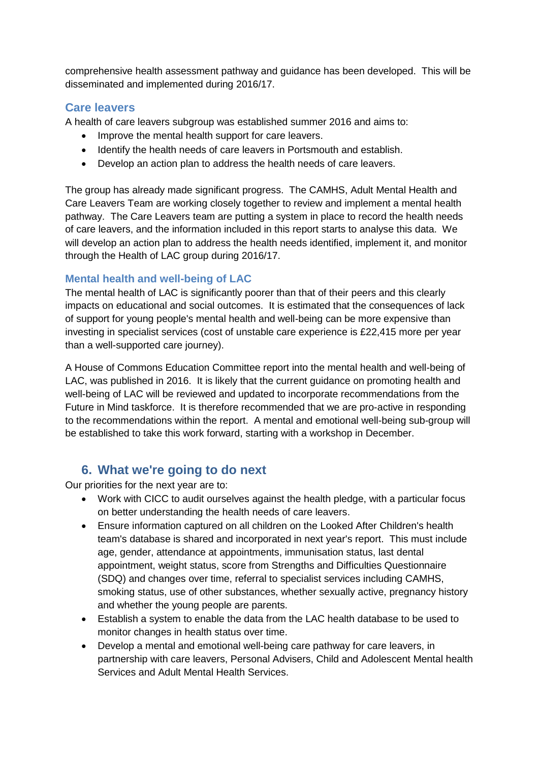comprehensive health assessment pathway and guidance has been developed. This will be disseminated and implemented during 2016/17.

### Care leavers

A health of care leavers subgroup was established summer 2016 and aims to:

- Improve the mental health support for care leavers.
- Identify the health needs of care leavers in Portsmouth and establish.
- Develop an action plan to address the health needs of care leavers.

The group has already made significant progress. The CAMHS, Adult Mental Health and Care Leavers Team are working closely together to review and implement a mental health pathway. The Care Leavers team are putting a system in place to record the health needs of care leavers, and the information included in this report starts to analyse this data. We will develop an action plan to address the health needs identified, implement it, and monitor through the Health of LAC group during 2016/17.

### Mental health and well-being of LAC

The mental health of LAC is significantly poorer than that of their peers and this clearly impacts on educational and social outcomes. It is estimated that the consequences of lack of support for young people's mental health and well-being can be more expensive than investing in specialist services (cost of unstable care experience is £22,415 more per year than a well-supported care journey).

A House of Commons Education Committee report into the mental health and well-being of LAC, was published in 2016. It is likely that the current guidance on promoting health and well-being of LAC will be reviewed and updated to incorporate recommendations from the Future in Mind taskforce. It is therefore recommended that we are pro-active in responding to the recommendations within the report. A mental and emotional well-being sub-group will be established to take this work forward, starting with a workshop in December.

## 6. What we're going to do next

Our priorities for the next year are to:

- Work with CICC to audit ourselves against the health pledge, with a particular focus on better understanding the health needs of care leavers.
- Ensure information captured on all children on the Looked After Children's health team's database is shared and incorporated in next year's report. This must include age, gender, attendance at appointments, immunisation status, last dental appointment, weight status, score from Strengths and Difficulties Questionnaire (SDQ) and changes over time, referral to specialist services including CAMHS, smoking status, use of other substances, whether sexually active, pregnancy history and whether the young people are parents.
- Establish a system to enable the data from the LAC health database to be used to monitor changes in health status over time.
- Develop a mental and emotional well-being care pathway for care leavers, in partnership with care leavers, Personal Advisers, Child and Adolescent Mental health Services and Adult Mental Health Services.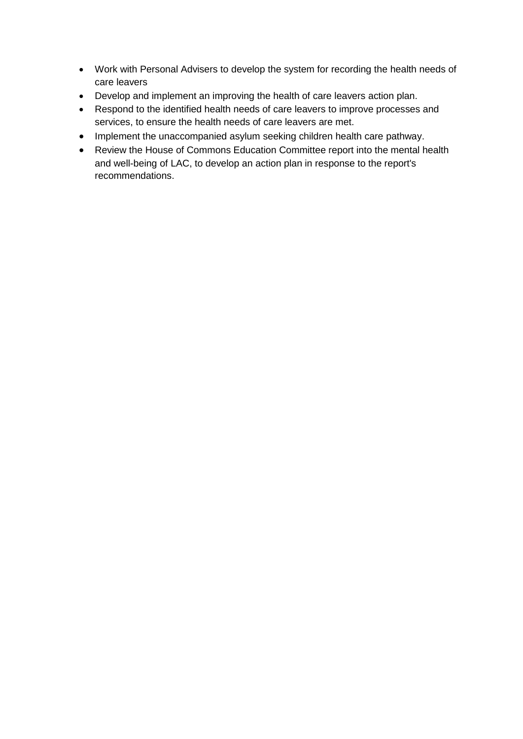- Work with Personal Advisers to develop the system for recording the health needs of care leavers
- Develop and implement an improving the health of care leavers action plan.
- Respond to the identified health needs of care leavers to improve processes and services, to ensure the health needs of care leavers are met.
- Implement the unaccompanied asylum seeking children health care pathway.
- Review the House of Commons Education Committee report into the mental health and well-being of LAC, to develop an action plan in response to the report's recommendations.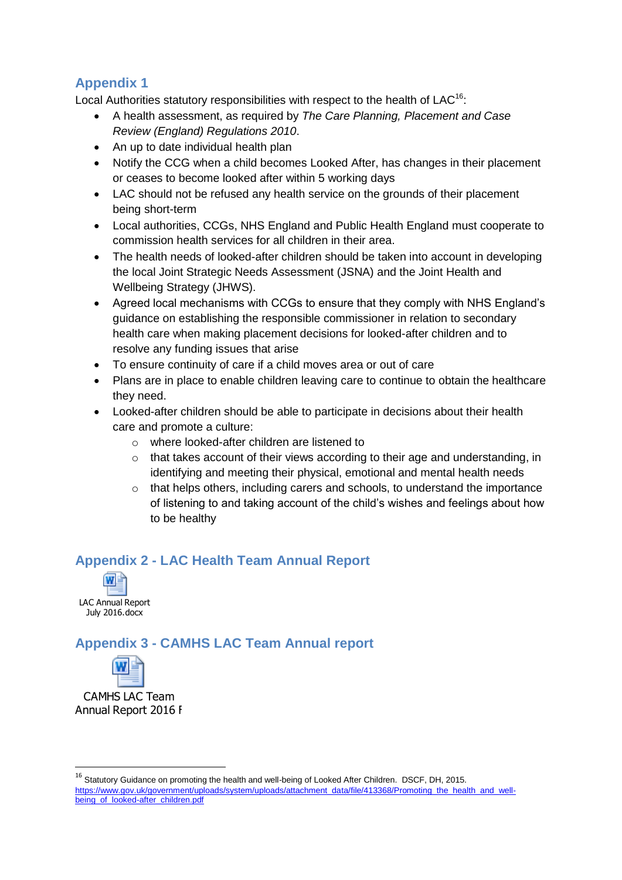## Appendix 1

Local Authorities statutory responsibilities with respect to the health of LAC[16]:

- A health assessment, as required by *The Care Planning, Placement and Case Review (England) Regulations 2010*.
- An up to date individual health plan
- Notify the CCG when a child becomes Looked After, has changes in their placement or ceases to become looked after within 5 working days
- LAC should not be refused any health service on the grounds of their placement being short-term
- Local authorities, CCGs, NHS England and Public Health England must cooperate to commission health services for all children in their area.
- The health needs of looked-after children should be taken into account in developing the local Joint Strategic Needs Assessment (JSNA) and the Joint Health and Wellbeing Strategy (JHWS).
- Agreed local mechanisms with CCGs to ensure that they comply with NHS England's guidance on establishing the responsible commissioner in relation to secondary health care when making placement decisions for looked-after children and to resolve any funding issues that arise
- To ensure continuity of care if a child moves area or out of care
- Plans are in place to enable children leaving care to continue to obtain the healthcare they need.
- Looked-after children should be able to participate in decisions about their health care and promote a culture:
  - where looked-after children are listened to
  - that takes account of their views according to their age and understanding, in identifying and meeting their physical, emotional and mental health needs
  - that helps others, including carers and schools, to understand the importance of listening to and taking account of the child's wishes and feelings about how to be healthy

## Appendix 2 - LAC Health Team Annual Report

LAC Annual Report July 2016.docx

## Appendix 3 - CAMHS LAC Team Annual report

CAMHS LAC Team Annual Report 2016 F

---

[16] Statutory Guidance on promoting the health and well-being of Looked After Children. DSCF, DH, 2015. https://www.gov.uk/government/uploads/system/uploads/attachment_data/file/413368/Promoting_the_health_and_well-being_of_looked-after_children.pdf